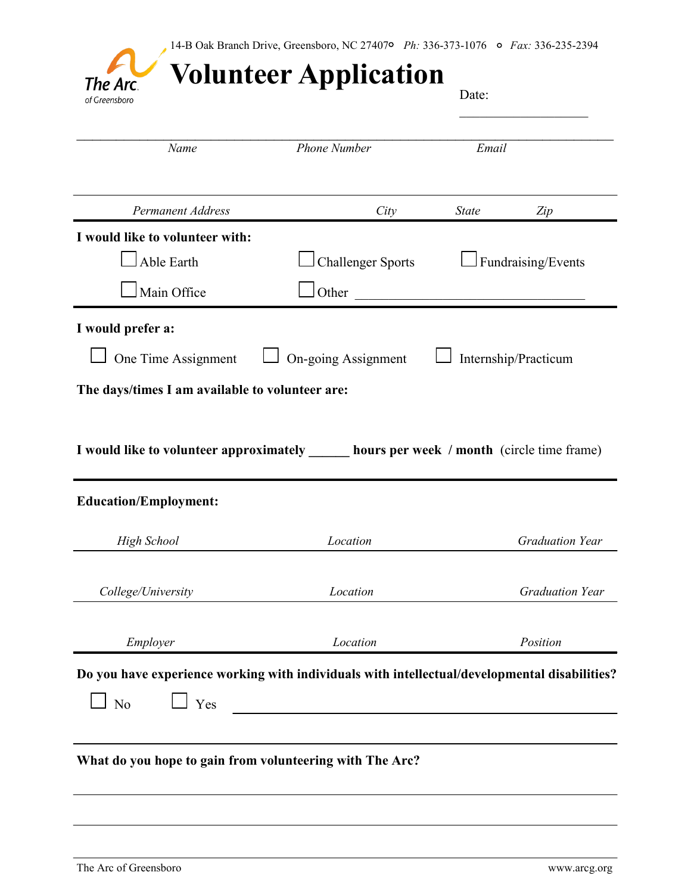14-B Oak Branch Drive, Greensboro, NC 27407 ∘ *Ph:* 336-373-1076 ∘ *Fax:* 336-235-2394

The Arc of Greensboro

# Volunteer Application

Date: ____________________

_________________________________________________________________________________

*Name* *Phone Number* *Email*

_________________________________________________________________________________

*Permanent Address* *City* *State* *Zip*

**I would like to volunteer with:**

☐ Able Earth ☐ Challenger Sports ☐ Fundraising/Events

☐ Main Office ☐ Other ____________________________________

**I would prefer a:**

☐ One Time Assignment ☐ On-going Assignment ☐ Internship/Practicum

**The days/times I am available to volunteer are:**

**I would like to volunteer approximately ______ hours per week / month** (circle time frame)

**Education/Employment:**

_________________________________________________________________________________

*High School* *Location* *Graduation Year*

_________________________________________________________________________________

*College/University* *Location* *Graduation Year*

_________________________________________________________________________________

*Employer* *Location* *Position*

**Do you have experience working with individuals with intellectual/developmental disabilities?**

☐ No ☐ Yes ____________________________________________________________

**What do you hope to gain from volunteering with The Arc?**

_________________________________________________________________________________

_________________________________________________________________________________

The Arc of Greensboro www.arcg.org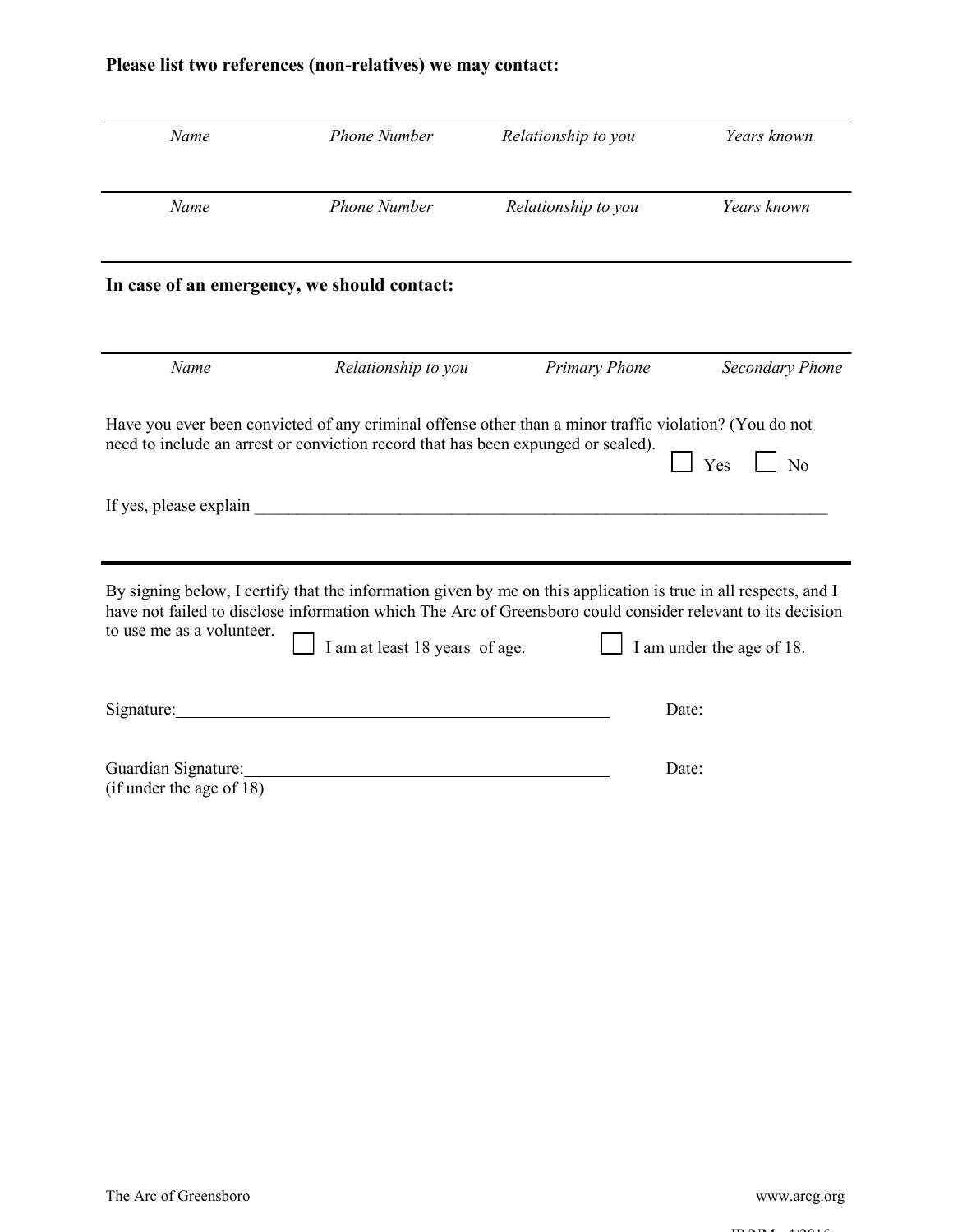**Please list two references (non-relatives) we may contact:**

| *Name* | *Phone Number* | *Relationship to you* | *Years known* |
|---|---|---|---|
| | | | |

| *Name* | *Phone Number* | *Relationship to you* | *Years known* |
|---|---|---|---|
| | | | |

**In case of an emergency, we should contact:**

| *Name* | *Relationship to you* | *Primary Phone* | *Secondary Phone* |
|---|---|---|---|
| | | | |

Have you ever been convicted of any criminal offense other than a minor traffic violation? (You do not need to include an arrest or conviction record that has been expunged or sealed).

☐ Yes ☐ No

If yes, please explain \_\_\_\_\_\_\_\_\_\_\_\_\_\_\_\_\_\_\_\_\_\_\_\_\_\_\_\_\_\_\_\_\_\_\_\_\_\_\_\_\_\_\_\_\_\_\_\_\_\_\_\_\_\_\_\_\_\_\_\_\_\_\_\_\_\_\_\_

---

By signing below, I certify that the information given by me on this application is true in all respects, and I have not failed to disclose information which The Arc of Greensboro could consider relevant to its decision to use me as a volunteer.

☐ I am at least 18 years of age. ☐ I am under the age of 18.

Signature:\_\_\_\_\_\_\_\_\_\_\_\_\_\_\_\_\_\_\_\_\_\_\_\_\_\_\_\_\_\_\_\_\_\_\_\_\_\_\_\_\_\_\_\_\_\_\_\_ Date:

Guardian Signature:\_\_\_\_\_\_\_\_\_\_\_\_\_\_\_\_\_\_\_\_\_\_\_\_\_\_\_\_\_\_\_\_\_\_\_\_\_\_\_\_\_\_ Date:
(if under the age of 18)